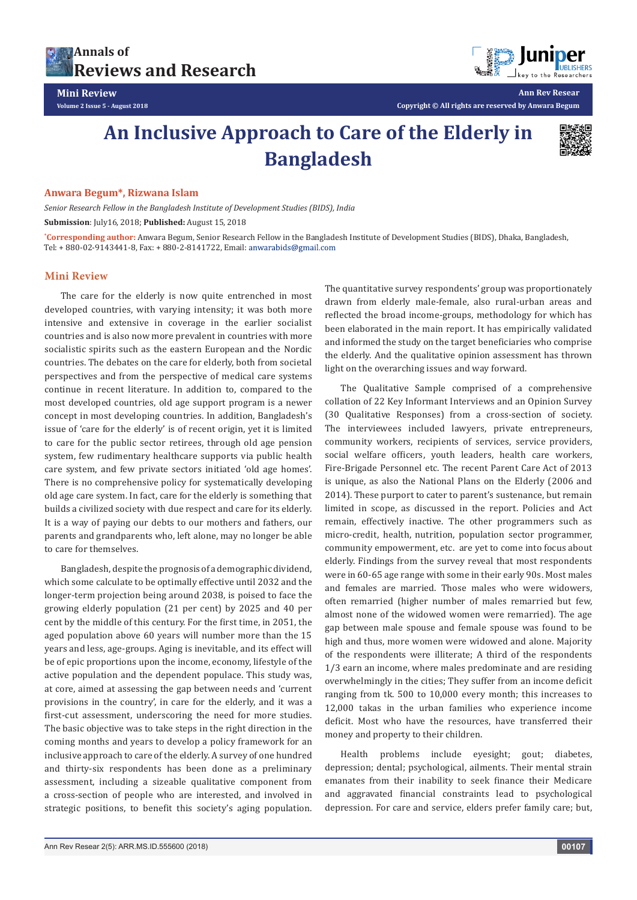# An Inclusive Approach to Care of the Elderly in Bangladesh

**Anwara Begum\*, Rizwana Islam**

*Senior Research Fellow in the Bangladesh Institute of Development Studies (BIDS), India*

**Submission**: July16, 2018; **Published:** August 15, 2018

\*Corresponding author: Anwara Begum, Senior Research Fellow in the Bangladesh Institute of Development Studies (BIDS), Dhaka, Bangladesh, Tel: + 880-02-9143441-8, Fax: + 880-2-8141722, Email: anwarabids@gmail.com

## Mini Review

The care for the elderly is now quite entrenched in most developed countries, with varying intensity; it was both more intensive and extensive in coverage in the earlier socialist countries and is also now more prevalent in countries with more socialistic spirits such as the eastern European and the Nordic countries. The debates on the care for elderly, both from societal perspectives and from the perspective of medical care systems continue in recent literature. In addition to, compared to the most developed countries, old age support program is a newer concept in most developing countries. In addition, Bangladesh's issue of 'care for the elderly' is of recent origin, yet it is limited to care for the public sector retirees, through old age pension system, few rudimentary healthcare supports via public health care system, and few private sectors initiated 'old age homes'. There is no comprehensive policy for systematically developing old age care system. In fact, care for the elderly is something that builds a civilized society with due respect and care for its elderly. It is a way of paying our debts to our mothers and fathers, our parents and grandparents who, left alone, may no longer be able to care for themselves.

Bangladesh, despite the prognosis of a demographic dividend, which some calculate to be optimally effective until 2032 and the longer-term projection being around 2038, is poised to face the growing elderly population (21 per cent) by 2025 and 40 per cent by the middle of this century. For the first time, in 2051, the aged population above 60 years will number more than the 15 years and less, age-groups. Aging is inevitable, and its effect will be of epic proportions upon the income, economy, lifestyle of the active population and the dependent populace. This study was, at core, aimed at assessing the gap between needs and 'current provisions in the country', in care for the elderly, and it was a first-cut assessment, underscoring the need for more studies. The basic objective was to take steps in the right direction in the coming months and years to develop a policy framework for an inclusive approach to care of the elderly. A survey of one hundred and thirty-six respondents has been done as a preliminary assessment, including a sizeable qualitative component from a cross-section of people who are interested, and involved in strategic positions, to benefit this society's aging population. The quantitative survey respondents' group was proportionately drawn from elderly male-female, also rural-urban areas and reflected the broad income-groups, methodology for which has been elaborated in the main report. It has empirically validated and informed the study on the target beneficiaries who comprise the elderly. And the qualitative opinion assessment has thrown light on the overarching issues and way forward.

The Qualitative Sample comprised of a comprehensive collation of 22 Key Informant Interviews and an Opinion Survey (30 Qualitative Responses) from a cross-section of society. The interviewees included lawyers, private entrepreneurs, community workers, recipients of services, service providers, social welfare officers, youth leaders, health care workers, Fire-Brigade Personnel etc. The recent Parent Care Act of 2013 is unique, as also the National Plans on the Elderly (2006 and 2014). These purport to cater to parent's sustenance, but remain limited in scope, as discussed in the report. Policies and Act remain, effectively inactive. The other programmers such as micro-credit, health, nutrition, population sector programmer, community empowerment, etc. are yet to come into focus about elderly. Findings from the survey reveal that most respondents were in 60-65 age range with some in their early 90s. Most males and females are married. Those males who were widowers, often remarried (higher number of males remarried but few, almost none of the widowed women were remarried). The age gap between male spouse and female spouse was found to be high and thus, more women were widowed and alone. Majority of the respondents were illiterate; A third of the respondents 1/3 earn an income, where males predominate and are residing overwhelmingly in the cities; They suffer from an income deficit ranging from tk. 500 to 10,000 every month; this increases to 12,000 takas in the urban families who experience income deficit. Most who have the resources, have transferred their money and property to their children.

Health problems include eyesight; gout; diabetes, depression; dental; psychological, ailments. Their mental strain emanates from their inability to seek finance their Medicare and aggravated financial constraints lead to psychological depression. For care and service, elders prefer family care; but,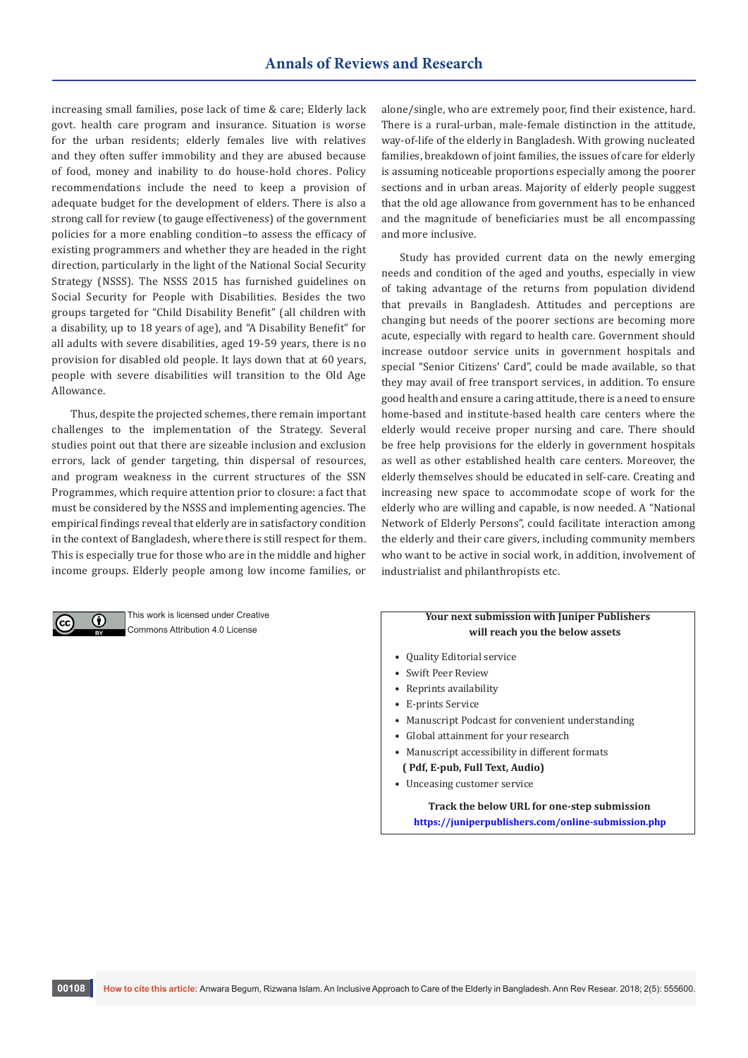increasing small families, pose lack of time & care; Elderly lack govt. health care program and insurance. Situation is worse for the urban residents; elderly females live with relatives and they often suffer immobility and they are abused because of food, money and inability to do house-hold chores. Policy recommendations include the need to keep a provision of adequate budget for the development of elders. There is also a strong call for review (to gauge effectiveness) of the government policies for a more enabling condition–to assess the efficacy of existing programmers and whether they are headed in the right direction, particularly in the light of the National Social Security Strategy (NSSS). The NSSS 2015 has furnished guidelines on Social Security for People with Disabilities. Besides the two groups targeted for "Child Disability Benefit" (all children with a disability, up to 18 years of age), and "A Disability Benefit" for all adults with severe disabilities, aged 19-59 years, there is no provision for disabled old people. It lays down that at 60 years, people with severe disabilities will transition to the Old Age Allowance.

Thus, despite the projected schemes, there remain important challenges to the implementation of the Strategy. Several studies point out that there are sizeable inclusion and exclusion errors, lack of gender targeting, thin dispersal of resources, and program weakness in the current structures of the SSN Programmes, which require attention prior to closure: a fact that must be considered by the NSSS and implementing agencies. The empirical findings reveal that elderly are in satisfactory condition in the context of Bangladesh, where there is still respect for them. This is especially true for those who are in the middle and higher income groups. Elderly people among low income families, or alone/single, who are extremely poor, find their existence, hard. There is a rural-urban, male-female distinction in the attitude, way-of-life of the elderly in Bangladesh. With growing nucleated families, breakdown of joint families, the issues of care for elderly is assuming noticeable proportions especially among the poorer sections and in urban areas. Majority of elderly people suggest that the old age allowance from government has to be enhanced and the magnitude of beneficiaries must be all encompassing and more inclusive.

Study has provided current data on the newly emerging needs and condition of the aged and youths, especially in view of taking advantage of the returns from population dividend that prevails in Bangladesh. Attitudes and perceptions are changing but needs of the poorer sections are becoming more acute, especially with regard to health care. Government should increase outdoor service units in government hospitals and special "Senior Citizens' Card", could be made available, so that they may avail of free transport services, in addition. To ensure good health and ensure a caring attitude, there is a need to ensure home-based and institute-based health care centers where the elderly would receive proper nursing and care. There should be free help provisions for the elderly in government hospitals as well as other established health care centers. Moreover, the elderly themselves should be educated in self-care. Creating and increasing new space to accommodate scope of work for the elderly who are willing and capable, is now needed. A "National Network of Elderly Persons", could facilitate interaction among the elderly and their care givers, including community members who want to be active in social work, in addition, involvement of industrialist and philanthropists etc.

This work is licensed under Creative Commons Attribution 4.0 License

**Your next submission with Juniper Publishers will reach you the below assets**

- Quality Editorial service
- Swift Peer Review
- Reprints availability
- E-prints Service
- Manuscript Podcast for convenient understanding
- Global attainment for your research
- Manuscript accessibility in different formats **( Pdf, E-pub, Full Text, Audio)**
- Unceasing customer service

**Track the below URL for one-step submission**
**https://juniperpublishers.com/online-submission.php**